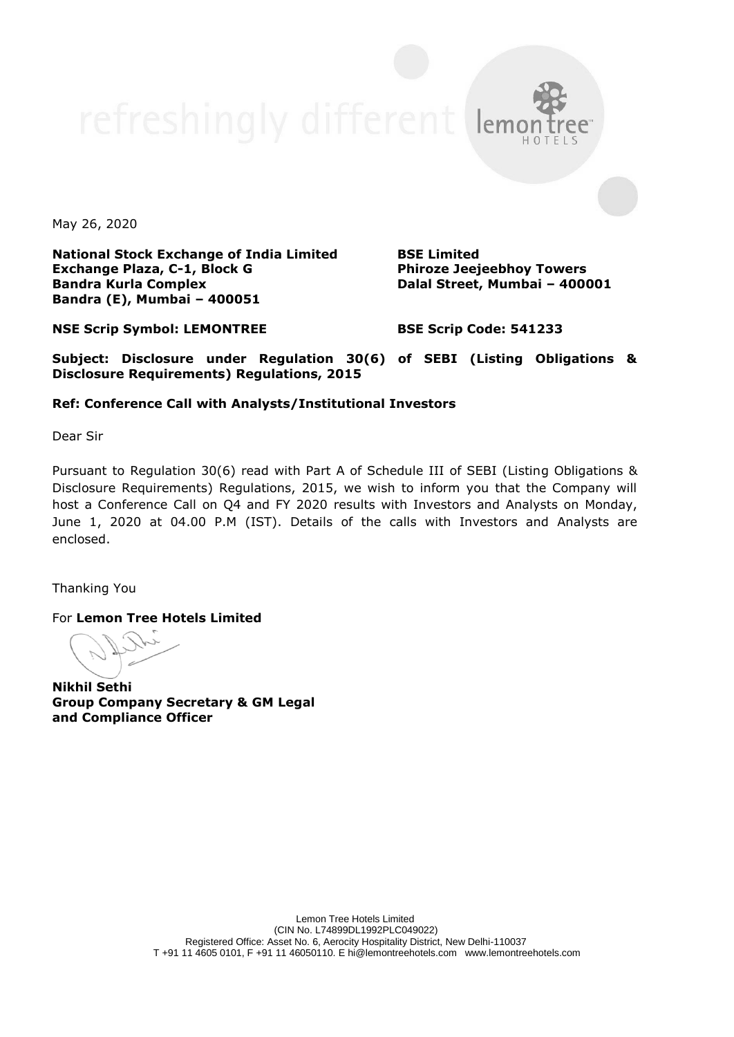May 26, 2020

**National Stock Exchange of India Limited**
**Exchange Plaza, C-1, Block G**
**Bandra Kurla Complex**
**Bandra (E), Mumbai – 400051**

**BSE Limited**
**Phiroze Jeejeebhoy Towers**
**Dalal Street, Mumbai – 400001**

**NSE Scrip Symbol: LEMONTREE**

**BSE Scrip Code: 541233**

**Subject: Disclosure under Regulation 30(6) of SEBI (Listing Obligations & Disclosure Requirements) Regulations, 2015**

**Ref: Conference Call with Analysts/Institutional Investors**

Dear Sir

Pursuant to Regulation 30(6) read with Part A of Schedule III of SEBI (Listing Obligations & Disclosure Requirements) Regulations, 2015, we wish to inform you that the Company will host a Conference Call on Q4 and FY 2020 results with Investors and Analysts on Monday, June 1, 2020 at 04.00 P.M (IST). Details of the calls with Investors and Analysts are enclosed.

Thanking You

For **Lemon Tree Hotels Limited**

**Nikhil Sethi**
**Group Company Secretary & GM Legal and Compliance Officer**

Lemon Tree Hotels Limited
(CIN No. L74899DL1992PLC049022)
Registered Office: Asset No. 6, Aerocity Hospitality District, New Delhi-110037
T +91 11 4605 0101, F +91 11 46050110. E hi@lemontreehotels.com www.lemontreehotels.com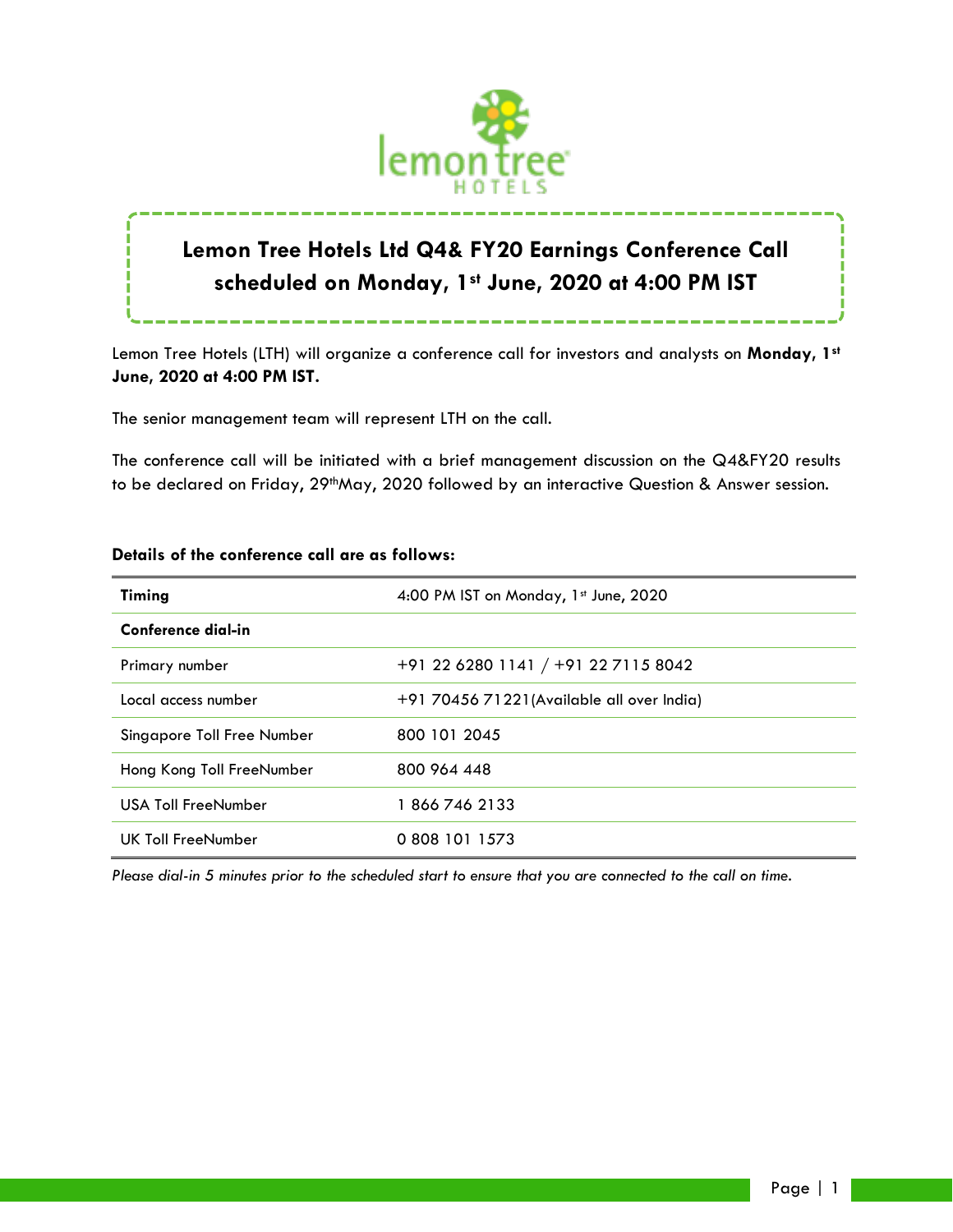# Lemon Tree Hotels Ltd Q4& FY20 Earnings Conference Call scheduled on Monday, 1st June, 2020 at 4:00 PM IST

Lemon Tree Hotels (LTH) will organize a conference call for investors and analysts on **Monday, 1st June, 2020 at 4:00 PM IST.**

The senior management team will represent LTH on the call.

The conference call will be initiated with a brief management discussion on the Q4&FY20 results to be declared on Friday, 29thMay, 2020 followed by an interactive Question & Answer session.

**Details of the conference call are as follows:**

| **Timing** | 4:00 PM IST on Monday, 1st June, 2020 |
|---|---|
| **Conference dial-in** | |
| Primary number | +91 22 6280 1141 / +91 22 7115 8042 |
| Local access number | +91 70456 71221(Available all over India) |
| Singapore Toll Free Number | 800 101 2045 |
| Hong Kong Toll FreeNumber | 800 964 448 |
| USA Toll FreeNumber | 1 866 746 2133 |
| UK Toll FreeNumber | 0 808 101 1573 |

*Please dial-in 5 minutes prior to the scheduled start to ensure that you are connected to the call on time.*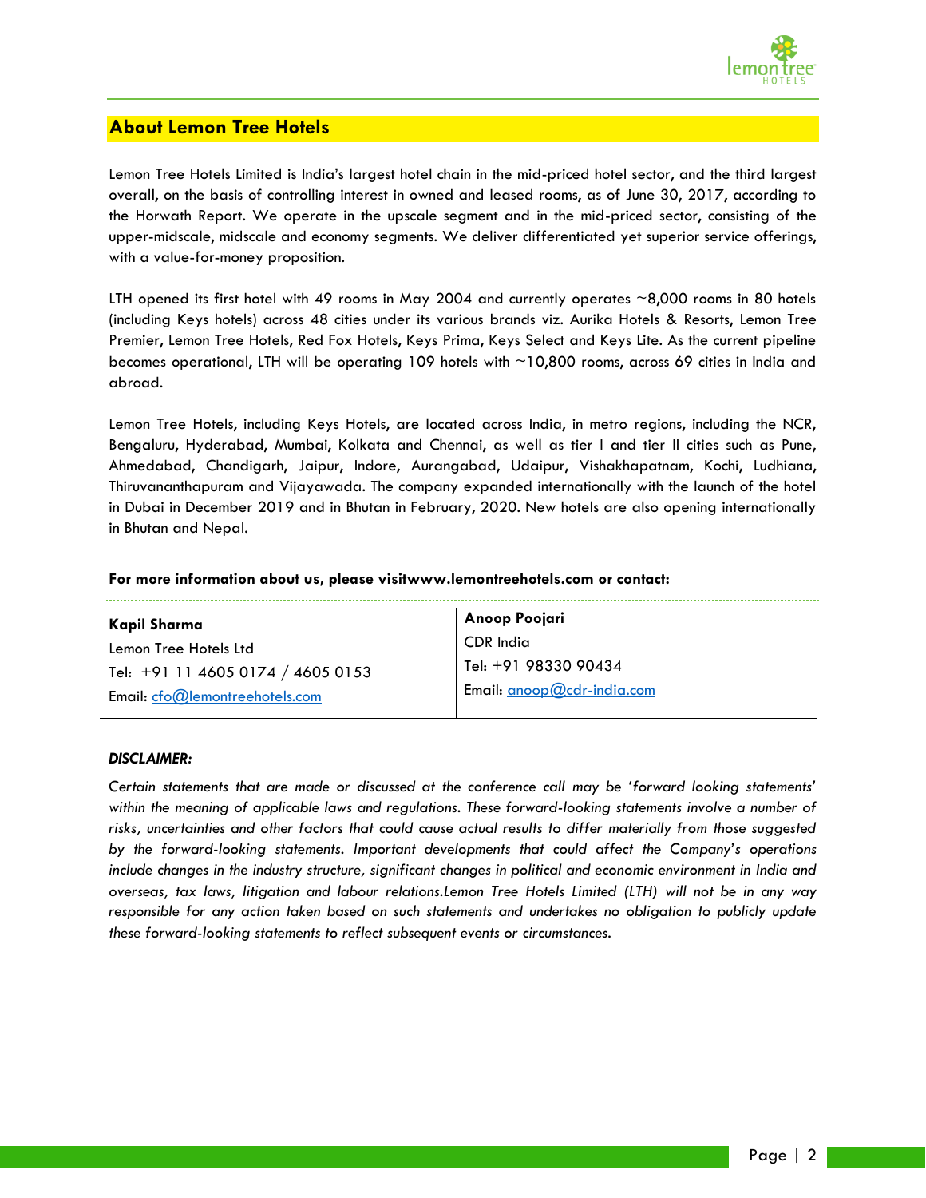## About Lemon Tree Hotels

Lemon Tree Hotels Limited is India's largest hotel chain in the mid-priced hotel sector, and the third largest overall, on the basis of controlling interest in owned and leased rooms, as of June 30, 2017, according to the Horwath Report. We operate in the upscale segment and in the mid-priced sector, consisting of the upper-midscale, midscale and economy segments. We deliver differentiated yet superior service offerings, with a value-for-money proposition.

LTH opened its first hotel with 49 rooms in May 2004 and currently operates ~8,000 rooms in 80 hotels (including Keys hotels) across 48 cities under its various brands viz. Aurika Hotels & Resorts, Lemon Tree Premier, Lemon Tree Hotels, Red Fox Hotels, Keys Prima, Keys Select and Keys Lite. As the current pipeline becomes operational, LTH will be operating 109 hotels with ~10,800 rooms, across 69 cities in India and abroad.

Lemon Tree Hotels, including Keys Hotels, are located across India, in metro regions, including the NCR, Bengaluru, Hyderabad, Mumbai, Kolkata and Chennai, as well as tier I and tier II cities such as Pune, Ahmedabad, Chandigarh, Jaipur, Indore, Aurangabad, Udaipur, Vishakhapatnam, Kochi, Ludhiana, Thiruvananthapuram and Vijayawada. The company expanded internationally with the launch of the hotel in Dubai in December 2019 and in Bhutan in February, 2020. New hotels are also opening internationally in Bhutan and Nepal.

**For more information about us, please visitwww.lemontreehotels.com or contact:**

| | |
|---|---|
| **Kapil Sharma**<br>Lemon Tree Hotels Ltd<br>Tel: +91 11 4605 0174 / 4605 0153<br>Email: cfo@lemontreehotels.com | **Anoop Poojari**<br>CDR India<br>Tel: +91 98330 90434<br>Email: anoop@cdr-india.com |

***DISCLAIMER:***

*Certain statements that are made or discussed at the conference call may be 'forward looking statements' within the meaning of applicable laws and regulations. These forward-looking statements involve a number of risks, uncertainties and other factors that could cause actual results to differ materially from those suggested by the forward-looking statements. Important developments that could affect the Company's operations include changes in the industry structure, significant changes in political and economic environment in India and overseas, tax laws, litigation and labour relations.Lemon Tree Hotels Limited (LTH) will not be in any way responsible for any action taken based on such statements and undertakes no obligation to publicly update these forward-looking statements to reflect subsequent events or circumstances.*